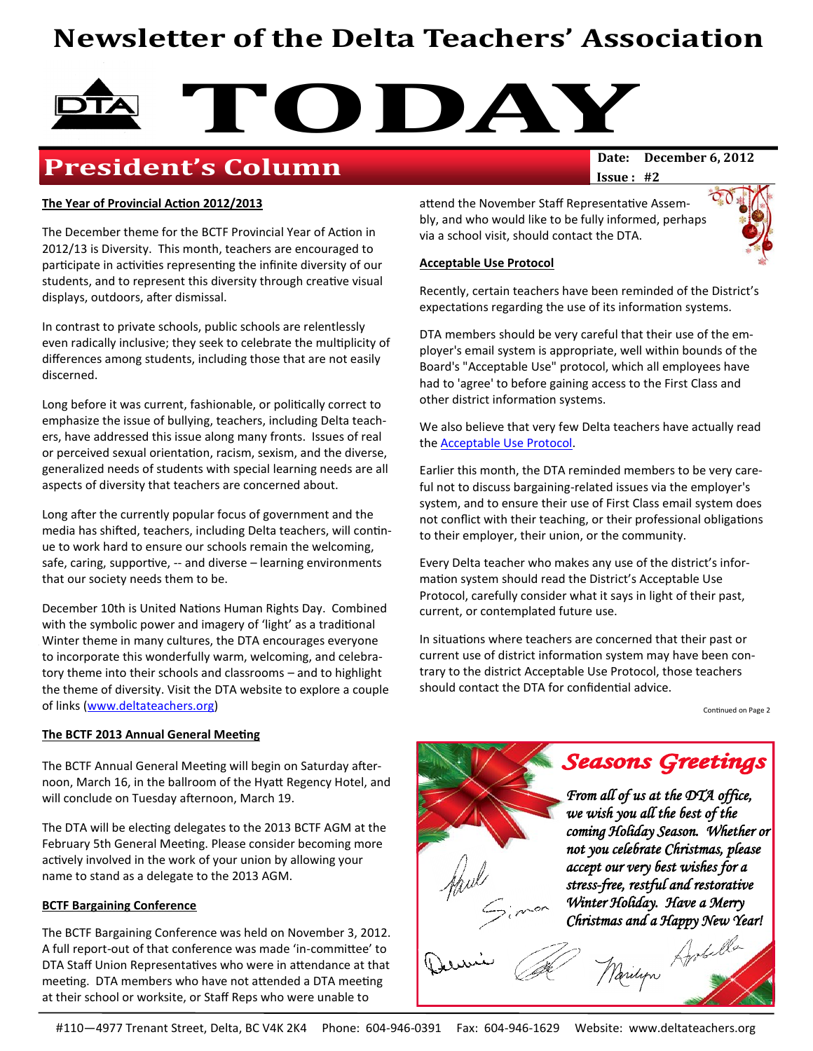# Newsletter of the Delta Teachers' Association

# TODAY

## President's Column

**Date: December 6, 2012**
**Issue : #2**

### The Year of Provincial Action 2012/2013

The December theme for the BCTF Provincial Year of Action in 2012/13 is Diversity. This month, teachers are encouraged to participate in activities representing the infinite diversity of our students, and to represent this diversity through creative visual displays, outdoors, after dismissal.

In contrast to private schools, public schools are relentlessly even radically inclusive; they seek to celebrate the multiplicity of differences among students, including those that are not easily discerned.

Long before it was current, fashionable, or politically correct to emphasize the issue of bullying, teachers, including Delta teachers, have addressed this issue along many fronts. Issues of real or perceived sexual orientation, racism, sexism, and the diverse, generalized needs of students with special learning needs are all aspects of diversity that teachers are concerned about.

Long after the currently popular focus of government and the media has shifted, teachers, including Delta teachers, will continue to work hard to ensure our schools remain the welcoming, safe, caring, supportive, -- and diverse – learning environments that our society needs them to be.

December 10th is United Nations Human Rights Day. Combined with the symbolic power and imagery of 'light' as a traditional Winter theme in many cultures, the DTA encourages everyone to incorporate this wonderfully warm, welcoming, and celebratory theme into their schools and classrooms – and to highlight the theme of diversity. Visit the DTA website to explore a couple of links (www.deltateachers.org)

### The BCTF 2013 Annual General Meeting

The BCTF Annual General Meeting will begin on Saturday afternoon, March 16, in the ballroom of the Hyatt Regency Hotel, and will conclude on Tuesday afternoon, March 19.

The DTA will be electing delegates to the 2013 BCTF AGM at the February 5th General Meeting. Please consider becoming more actively involved in the work of your union by allowing your name to stand as a delegate to the 2013 AGM.

### BCTF Bargaining Conference

The BCTF Bargaining Conference was held on November 3, 2012. A full report-out of that conference was made 'in-committee' to DTA Staff Union Representatives who were in attendance at that meeting. DTA members who have not attended a DTA meeting at their school or worksite, or Staff Reps who were unable to attend the November Staff Representative Assembly, and who would like to be fully informed, perhaps via a school visit, should contact the DTA.

### Acceptable Use Protocol

Recently, certain teachers have been reminded of the District's expectations regarding the use of its information systems.

DTA members should be very careful that their use of the employer's email system is appropriate, well within bounds of the Board's "Acceptable Use" protocol, which all employees have had to 'agree' to before gaining access to the First Class and other district information systems.

We also believe that very few Delta teachers have actually read the Acceptable Use Protocol.

Earlier this month, the DTA reminded members to be very careful not to discuss bargaining-related issues via the employer's system, and to ensure their use of First Class email system does not conflict with their teaching, or their professional obligations to their employer, their union, or the community.

Every Delta teacher who makes any use of the district's information system should read the District's Acceptable Use Protocol, carefully consider what it says in light of their past, current, or contemplated future use.

In situations where teachers are concerned that their past or current use of district information system may have been contrary to the district Acceptable Use Protocol, those teachers should contact the DTA for confidential advice.

Continued on Page 2

### *Seasons Greetings*

*From all of us at the DTA office, we wish you all the best of the coming Holiday Season. Whether or not you celebrate Christmas, please accept our very best wishes for a stress-free, restful and restorative Winter Holiday. Have a Merry Christmas and a Happy New Year!*

Paul, Simon, Dennis, Marilyn, Arabella

#110—4977 Trenant Street, Delta, BC V4K 2K4 Phone: 604-946-0391 Fax: 604-946-1629 Website: www.deltateachers.org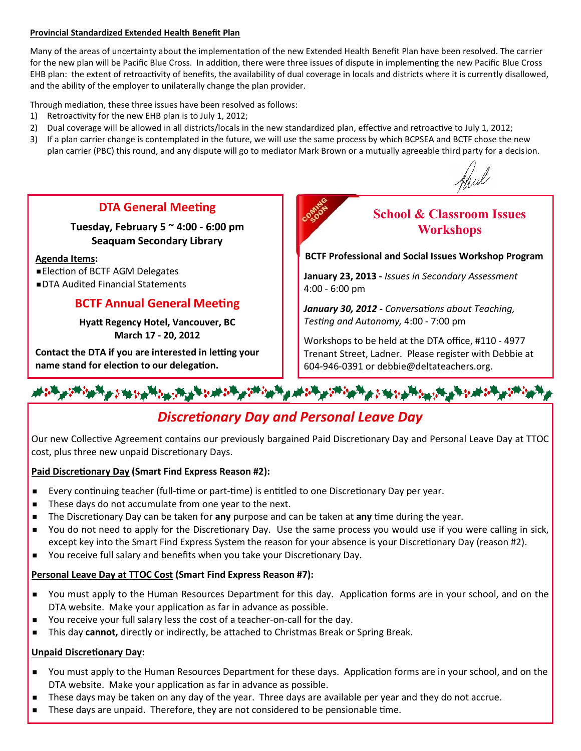**Provincial Standardized Extended Health Benefit Plan**

Many of the areas of uncertainty about the implementation of the new Extended Health Benefit Plan have been resolved. The carrier for the new plan will be Pacific Blue Cross. In addition, there were three issues of dispute in implementing the new Pacific Blue Cross EHB plan: the extent of retroactivity of benefits, the availability of dual coverage in locals and districts where it is currently disallowed, and the ability of the employer to unilaterally change the plan provider.

Through mediation, these three issues have been resolved as follows:

1) Retroactivity for the new EHB plan is to July 1, 2012;
2) Dual coverage will be allowed in all districts/locals in the new standardized plan, effective and retroactive to July 1, 2012;
3) If a plan carrier change is contemplated in the future, we will use the same process by which BCPSEA and BCTF chose the new plan carrier (PBC) this round, and any dispute will go to mediator Mark Brown or a mutually agreeable third party for a decision.

Paul

## DTA General Meeting

**Tuesday, February 5 ~ 4:00 - 6:00 pm**
**Seaquam Secondary Library**

**Agenda Items:**

- Election of BCTF AGM Delegates
- DTA Audited Financial Statements

## BCTF Annual General Meeting

**Hyatt Regency Hotel, Vancouver, BC**
**March 17 - 20, 2012**

**Contact the DTA if you are interested in letting your name stand for election to our delegation.**

COMING SOON

## School & Classroom Issues Workshops

**BCTF Professional and Social Issues Workshop Program**

**January 23, 2013 -** *Issues in Secondary Assessment* 4:00 - 6:00 pm

***January 30, 2012 -*** *Conversations about Teaching, Testing and Autonomy,* 4:00 - 7:00 pm

Workshops to be held at the DTA office, #110 - 4977 Trenant Street, Ladner. Please register with Debbie at 604-946-0391 or debbie@deltateachers.org.

## *Discretionary Day and Personal Leave Day*

Our new Collective Agreement contains our previously bargained Paid Discretionary Day and Personal Leave Day at TTOC cost, plus three new unpaid Discretionary Days.

**Paid Discretionary Day (Smart Find Express Reason #2):**

- Every continuing teacher (full-time or part-time) is entitled to one Discretionary Day per year.
- These days do not accumulate from one year to the next.
- The Discretionary Day can be taken for **any** purpose and can be taken at **any** time during the year.
- You do not need to apply for the Discretionary Day. Use the same process you would use if you were calling in sick, except key into the Smart Find Express System the reason for your absence is your Discretionary Day (reason #2).
- You receive full salary and benefits when you take your Discretionary Day.

**Personal Leave Day at TTOC Cost (Smart Find Express Reason #7):**

- You must apply to the Human Resources Department for this day. Application forms are in your school, and on the DTA website. Make your application as far in advance as possible.
- You receive your full salary less the cost of a teacher-on-call for the day.
- This day **cannot,** directly or indirectly, be attached to Christmas Break or Spring Break.

**Unpaid Discretionary Day:**

- You must apply to the Human Resources Department for these days. Application forms are in your school, and on the DTA website. Make your application as far in advance as possible.
- These days may be taken on any day of the year. Three days are available per year and they do not accrue.
- These days are unpaid. Therefore, they are not considered to be pensionable time.